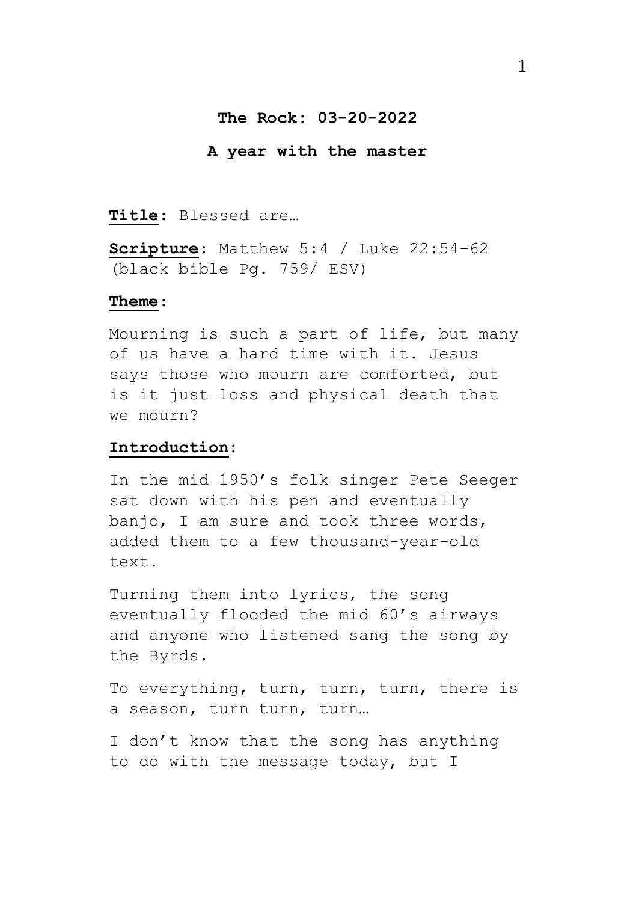**The Rock: 03-20-2022**

**A year with the master**

**Title**: Blessed are…

**Scripture**: Matthew 5:4 / Luke 22:54-62 (black bible Pg. 759/ ESV)

**Theme**:

Mourning is such a part of life, but many of us have a hard time with it. Jesus says those who mourn are comforted, but is it just loss and physical death that we mourn?

**Introduction**:

In the mid 1950's folk singer Pete Seeger sat down with his pen and eventually banjo, I am sure and took three words, added them to a few thousand-year-old text.

Turning them into lyrics, the song eventually flooded the mid 60's airways and anyone who listened sang the song by the Byrds.

To everything, turn, turn, turn, there is a season, turn turn, turn…

I don't know that the song has anything to do with the message today, but I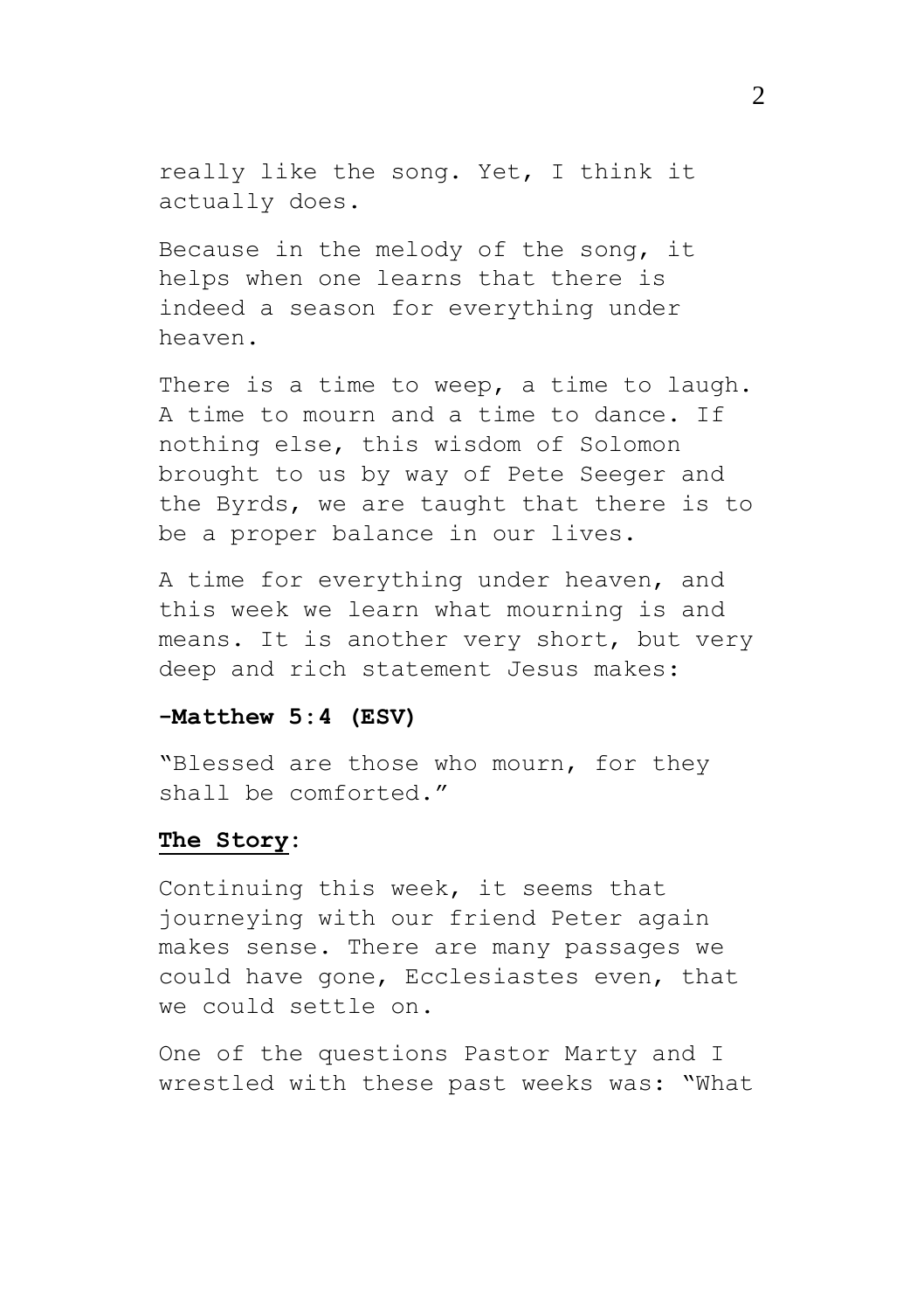really like the song. Yet, I think it actually does.

Because in the melody of the song, it helps when one learns that there is indeed a season for everything under heaven.

There is a time to weep, a time to laugh. A time to mourn and a time to dance. If nothing else, this wisdom of Solomon brought to us by way of Pete Seeger and the Byrds, we are taught that there is to be a proper balance in our lives.

A time for everything under heaven, and this week we learn what mourning is and means. It is another very short, but very deep and rich statement Jesus makes:

**-Matthew 5:4 (ESV)**

"Blessed are those who mourn, for they shall be comforted."

**The Story**:

Continuing this week, it seems that journeying with our friend Peter again makes sense. There are many passages we could have gone, Ecclesiastes even, that we could settle on.

One of the questions Pastor Marty and I wrestled with these past weeks was: "What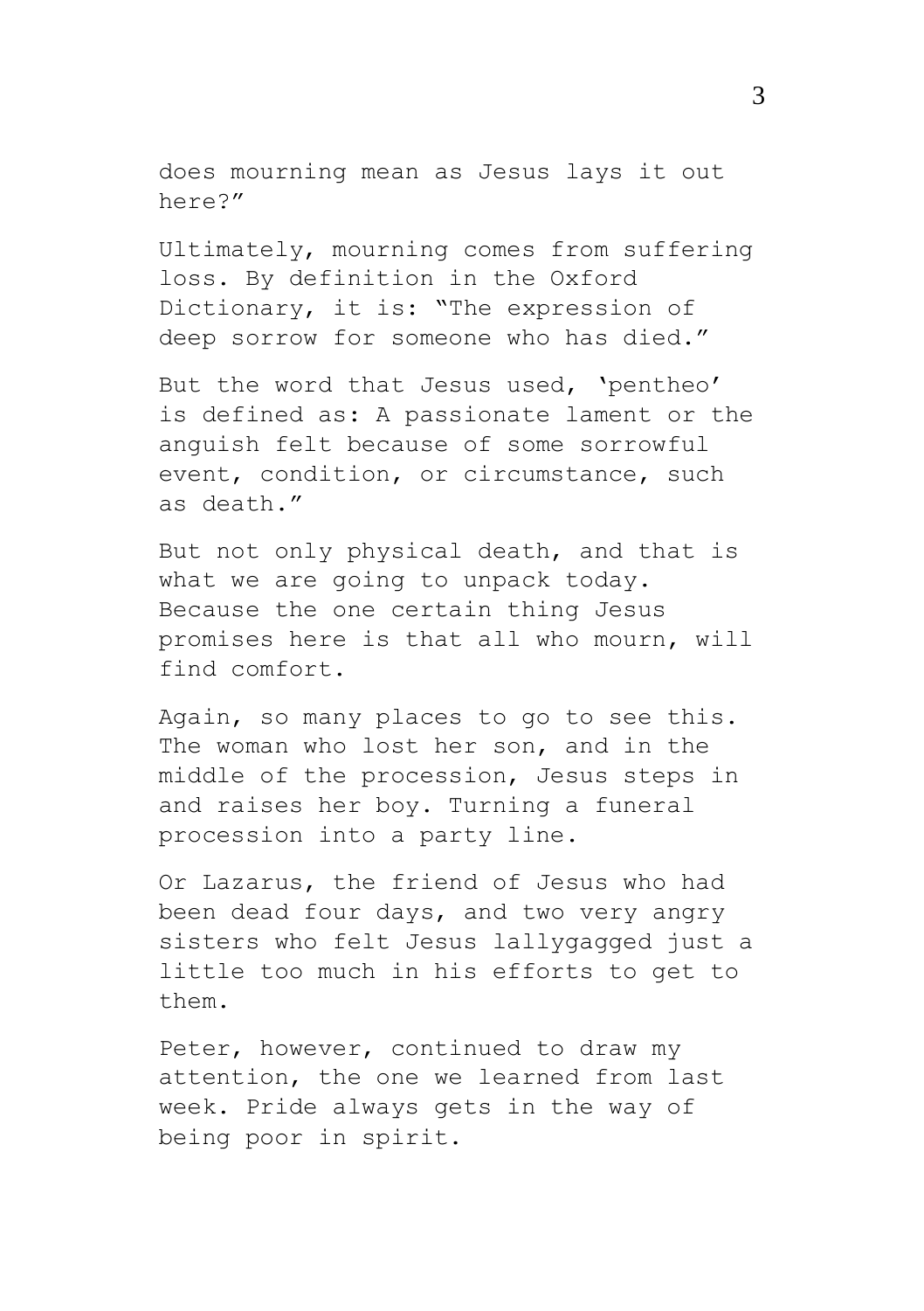does mourning mean as Jesus lays it out here?"

Ultimately, mourning comes from suffering loss. By definition in the Oxford Dictionary, it is: "The expression of deep sorrow for someone who has died."

But the word that Jesus used, 'pentheo' is defined as: A passionate lament or the anguish felt because of some sorrowful event, condition, or circumstance, such as death."

But not only physical death, and that is what we are going to unpack today. Because the one certain thing Jesus promises here is that all who mourn, will find comfort.

Again, so many places to go to see this. The woman who lost her son, and in the middle of the procession, Jesus steps in and raises her boy. Turning a funeral procession into a party line.

Or Lazarus, the friend of Jesus who had been dead four days, and two very angry sisters who felt Jesus lallygagged just a little too much in his efforts to get to them.

Peter, however, continued to draw my attention, the one we learned from last week. Pride always gets in the way of being poor in spirit.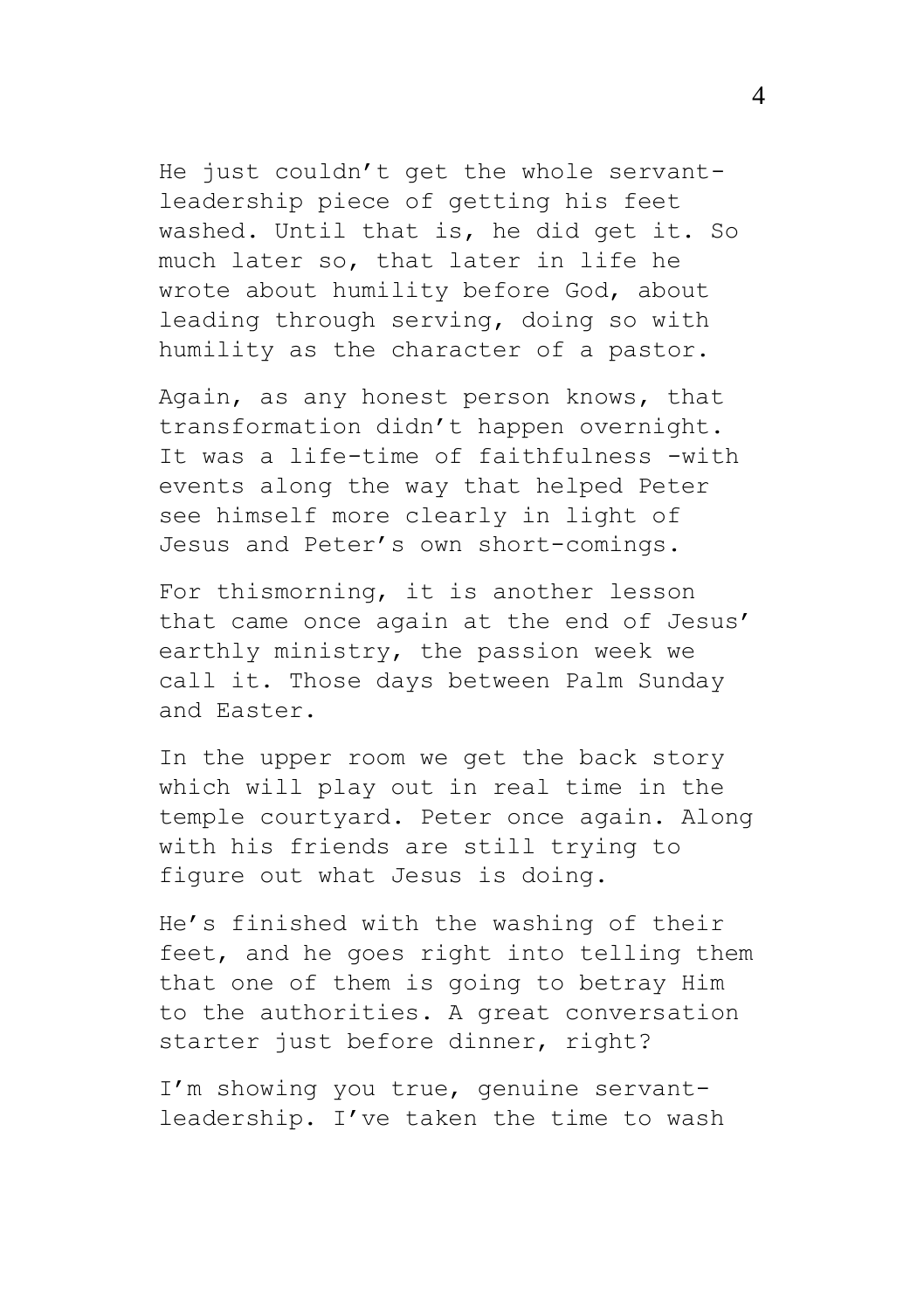He just couldn’t get the whole servant-leadership piece of getting his feet washed. Until that is, he did get it. So much later so, that later in life he wrote about humility before God, about leading through serving, doing so with humility as the character of a pastor.

Again, as any honest person knows, that transformation didn’t happen overnight. It was a life-time of faithfulness -with events along the way that helped Peter see himself more clearly in light of Jesus and Peter’s own short-comings.

For thismorning, it is another lesson that came once again at the end of Jesus’ earthly ministry, the passion week we call it. Those days between Palm Sunday and Easter.

In the upper room we get the back story which will play out in real time in the temple courtyard. Peter once again. Along with his friends are still trying to figure out what Jesus is doing.

He’s finished with the washing of their feet, and he goes right into telling them that one of them is going to betray Him to the authorities. A great conversation starter just before dinner, right?

I’m showing you true, genuine servant-leadership. I’ve taken the time to wash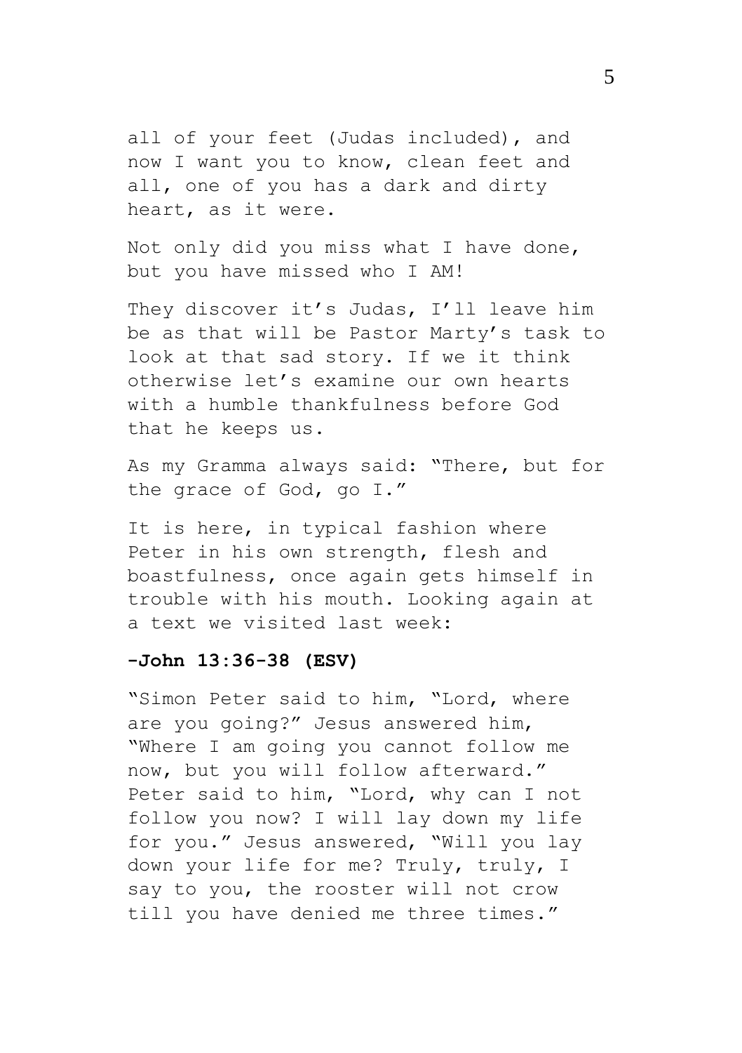all of your feet (Judas included), and now I want you to know, clean feet and all, one of you has a dark and dirty heart, as it were.

Not only did you miss what I have done, but you have missed who I AM!

They discover it's Judas, I'll leave him be as that will be Pastor Marty's task to look at that sad story. If we it think otherwise let's examine our own hearts with a humble thankfulness before God that he keeps us.

As my Gramma always said: "There, but for the grace of God, go I."

It is here, in typical fashion where Peter in his own strength, flesh and boastfulness, once again gets himself in trouble with his mouth. Looking again at a text we visited last week:

**-John 13:36-38 (ESV)**

"Simon Peter said to him, "Lord, where are you going?" Jesus answered him, "Where I am going you cannot follow me now, but you will follow afterward." Peter said to him, "Lord, why can I not follow you now? I will lay down my life for you." Jesus answered, "Will you lay down your life for me? Truly, truly, I say to you, the rooster will not crow till you have denied me three times."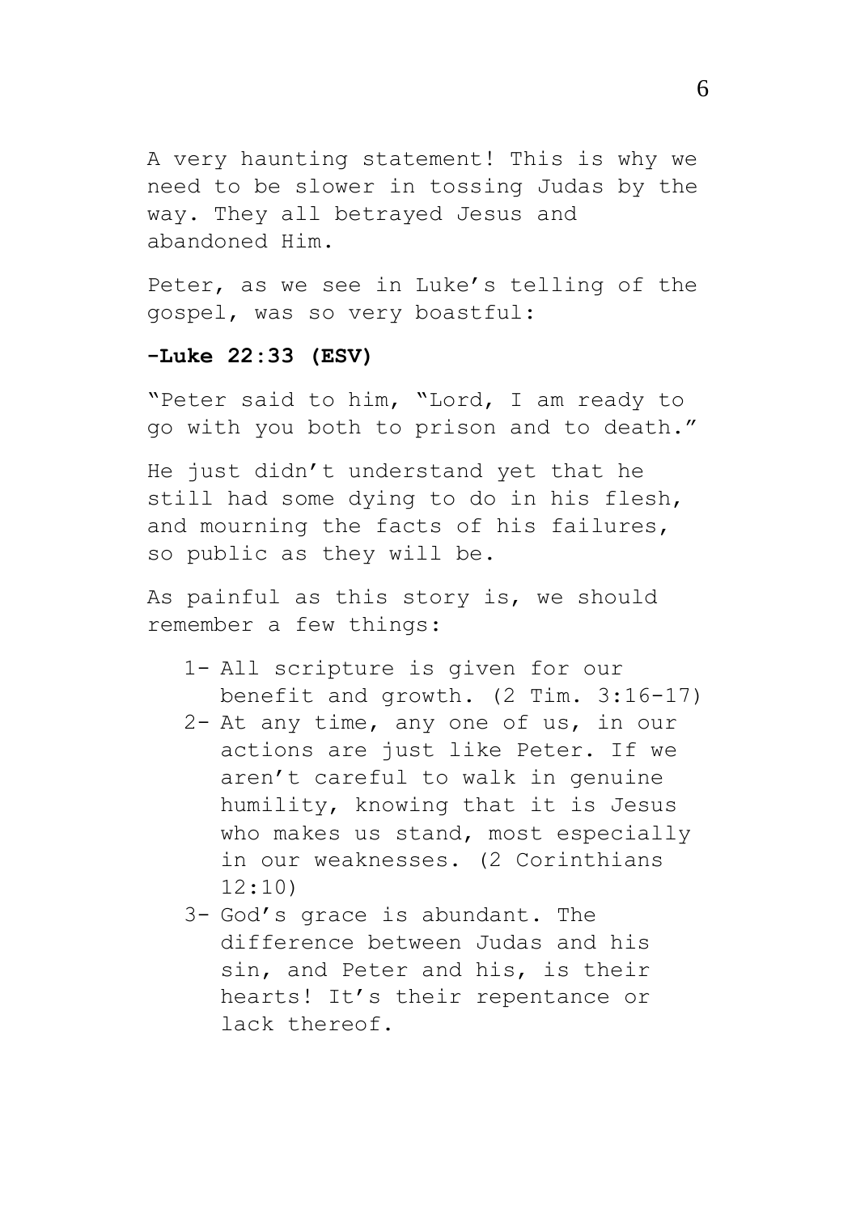A very haunting statement! This is why we need to be slower in tossing Judas by the way. They all betrayed Jesus and abandoned Him.

Peter, as we see in Luke's telling of the gospel, was so very boastful:

**-Luke 22:33 (ESV)**

"Peter said to him, "Lord, I am ready to go with you both to prison and to death."

He just didn't understand yet that he still had some dying to do in his flesh, and mourning the facts of his failures, so public as they will be.

As painful as this story is, we should remember a few things:

1- All scripture is given for our benefit and growth. (2 Tim. 3:16-17)
2- At any time, any one of us, in our actions are just like Peter. If we aren't careful to walk in genuine humility, knowing that it is Jesus who makes us stand, most especially in our weaknesses. (2 Corinthians 12:10)
3- God's grace is abundant. The difference between Judas and his sin, and Peter and his, is their hearts! It's their repentance or lack thereof.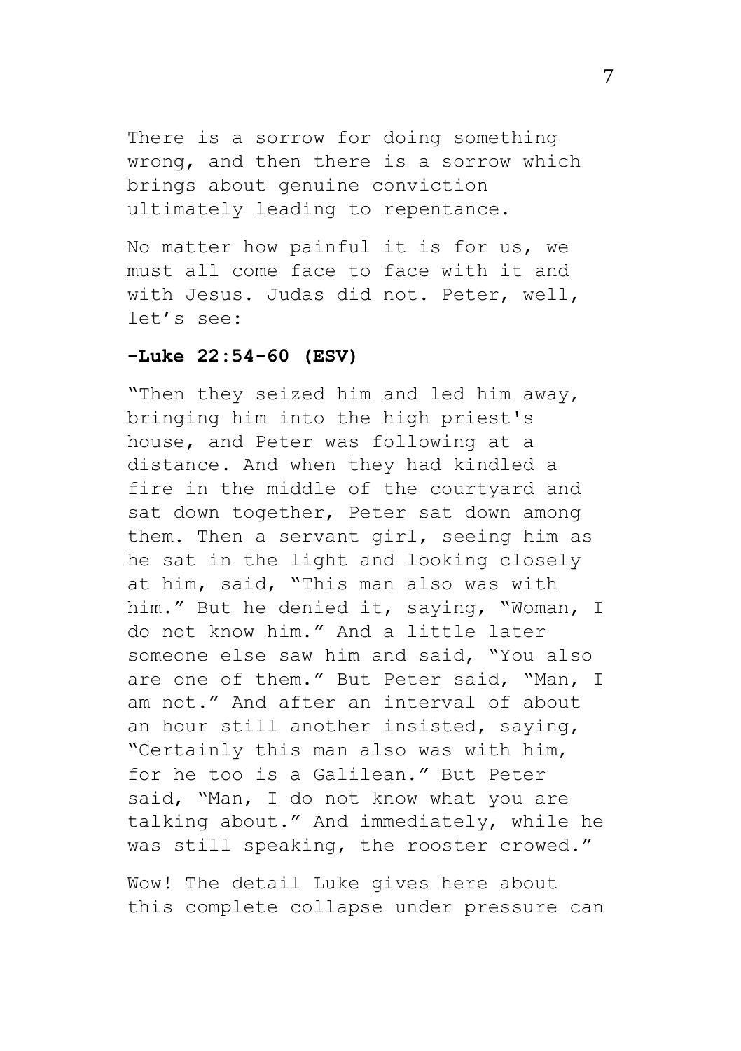There is a sorrow for doing something wrong, and then there is a sorrow which brings about genuine conviction ultimately leading to repentance.

No matter how painful it is for us, we must all come face to face with it and with Jesus. Judas did not. Peter, well, let's see:

**-Luke 22:54-60 (ESV)**

"Then they seized him and led him away, bringing him into the high priest's house, and Peter was following at a distance. And when they had kindled a fire in the middle of the courtyard and sat down together, Peter sat down among them. Then a servant girl, seeing him as he sat in the light and looking closely at him, said, "This man also was with him." But he denied it, saying, "Woman, I do not know him." And a little later someone else saw him and said, "You also are one of them." But Peter said, "Man, I am not." And after an interval of about an hour still another insisted, saying, "Certainly this man also was with him, for he too is a Galilean." But Peter said, "Man, I do not know what you are talking about." And immediately, while he was still speaking, the rooster crowed."

Wow! The detail Luke gives here about this complete collapse under pressure can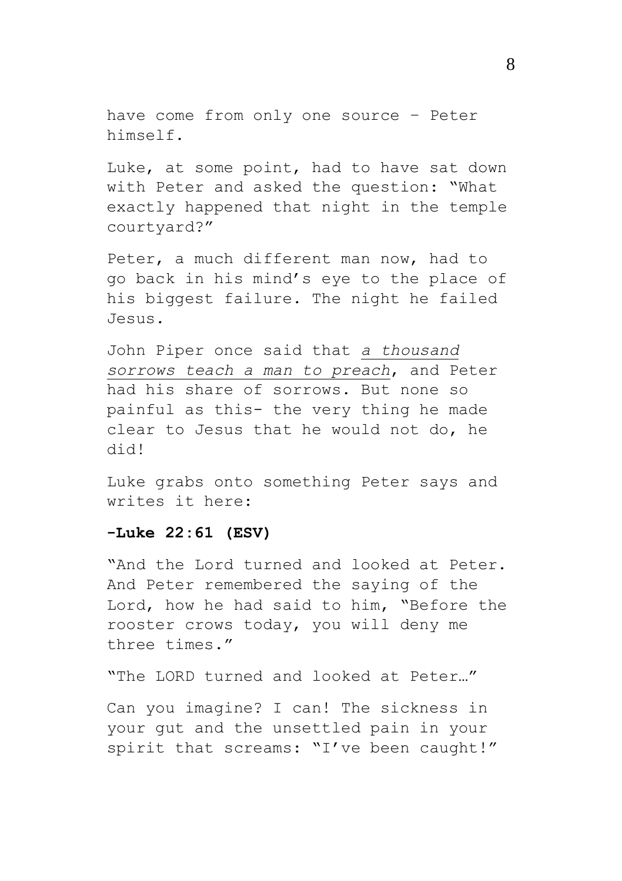have come from only one source – Peter himself.

Luke, at some point, had to have sat down with Peter and asked the question: "What exactly happened that night in the temple courtyard?"

Peter, a much different man now, had to go back in his mind's eye to the place of his biggest failure. The night he failed Jesus.

John Piper once said that *a thousand sorrows teach a man to preach*, and Peter had his share of sorrows. But none so painful as this- the very thing he made clear to Jesus that he would not do, he did!

Luke grabs onto something Peter says and writes it here:

**-Luke 22:61 (ESV)**

"And the Lord turned and looked at Peter. And Peter remembered the saying of the Lord, how he had said to him, "Before the rooster crows today, you will deny me three times."

"The LORD turned and looked at Peter…"

Can you imagine? I can! The sickness in your gut and the unsettled pain in your spirit that screams: "I've been caught!"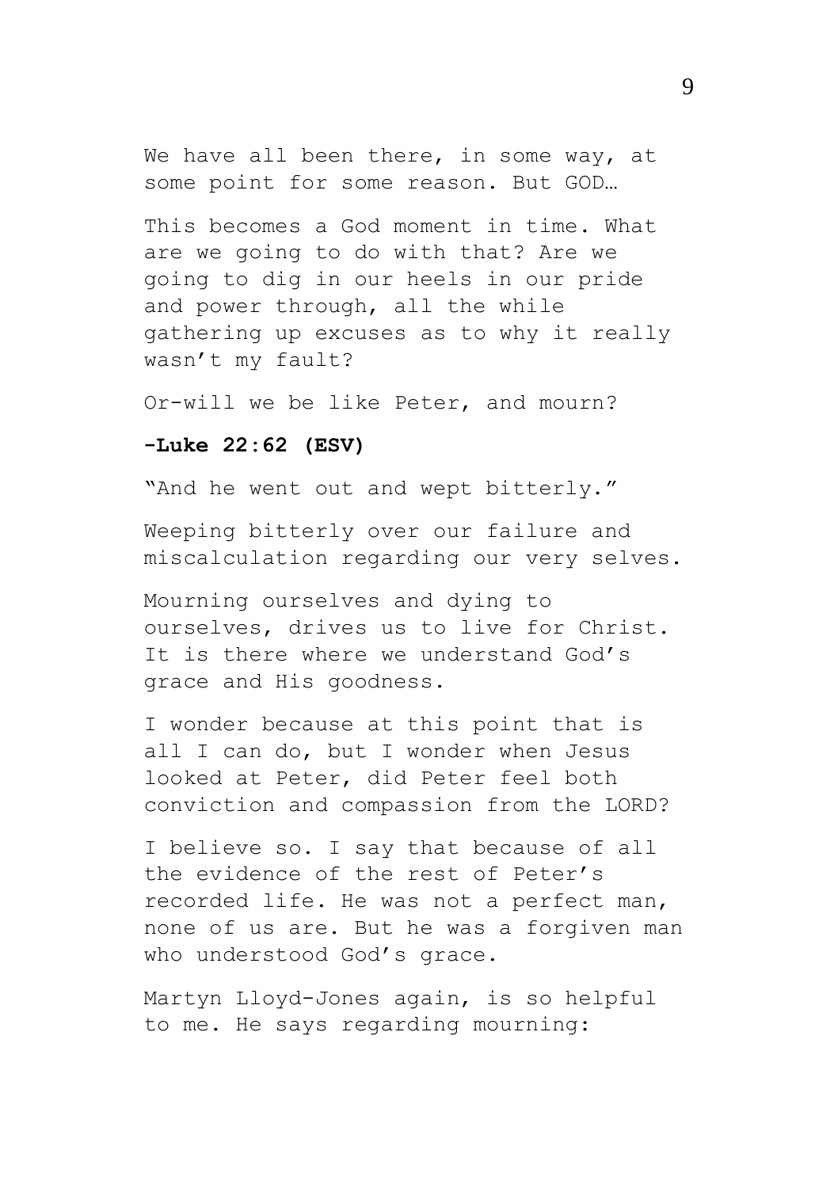We have all been there, in some way, at some point for some reason. But GOD…

This becomes a God moment in time. What are we going to do with that? Are we going to dig in our heels in our pride and power through, all the while gathering up excuses as to why it really wasn't my fault?

Or-will we be like Peter, and mourn?

**-Luke 22:62 (ESV)**

"And he went out and wept bitterly."

Weeping bitterly over our failure and miscalculation regarding our very selves.

Mourning ourselves and dying to ourselves, drives us to live for Christ. It is there where we understand God's grace and His goodness.

I wonder because at this point that is all I can do, but I wonder when Jesus looked at Peter, did Peter feel both conviction and compassion from the LORD?

I believe so. I say that because of all the evidence of the rest of Peter's recorded life. He was not a perfect man, none of us are. But he was a forgiven man who understood God's grace.

Martyn Lloyd-Jones again, is so helpful to me. He says regarding mourning: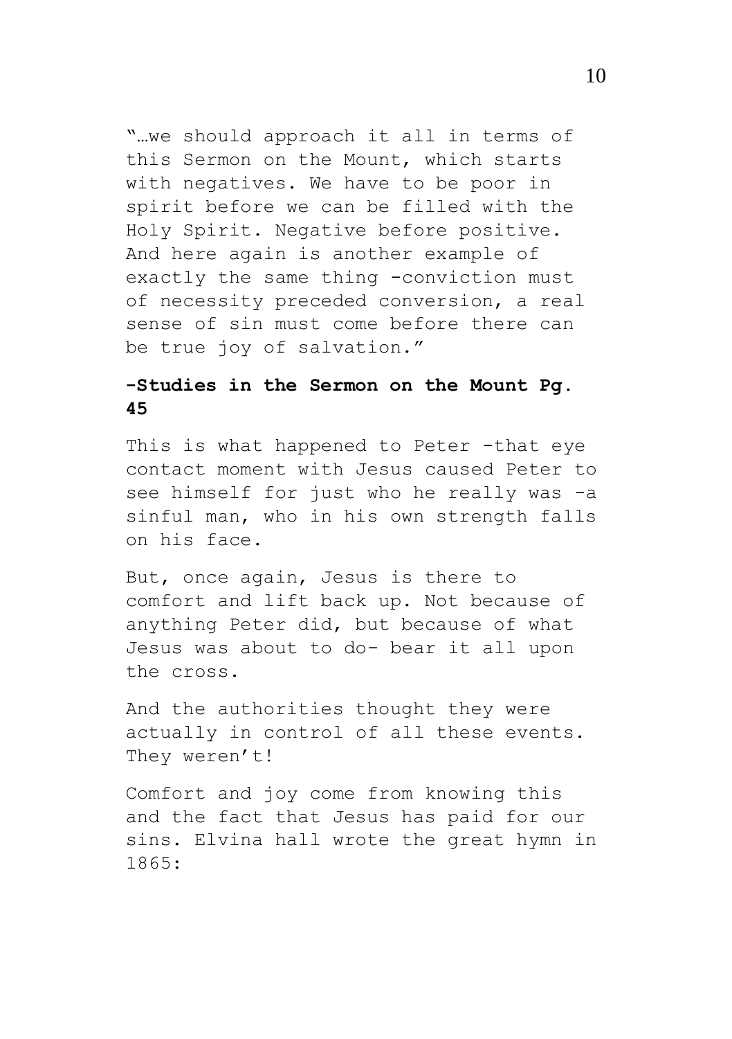"…we should approach it all in terms of this Sermon on the Mount, which starts with negatives. We have to be poor in spirit before we can be filled with the Holy Spirit. Negative before positive. And here again is another example of exactly the same thing -conviction must of necessity preceded conversion, a real sense of sin must come before there can be true joy of salvation."

**-Studies in the Sermon on the Mount Pg. 45**

This is what happened to Peter -that eye contact moment with Jesus caused Peter to see himself for just who he really was -a sinful man, who in his own strength falls on his face.

But, once again, Jesus is there to comfort and lift back up. Not because of anything Peter did, but because of what Jesus was about to do- bear it all upon the cross.

And the authorities thought they were actually in control of all these events. They weren't!

Comfort and joy come from knowing this and the fact that Jesus has paid for our sins. Elvina hall wrote the great hymn in 1865: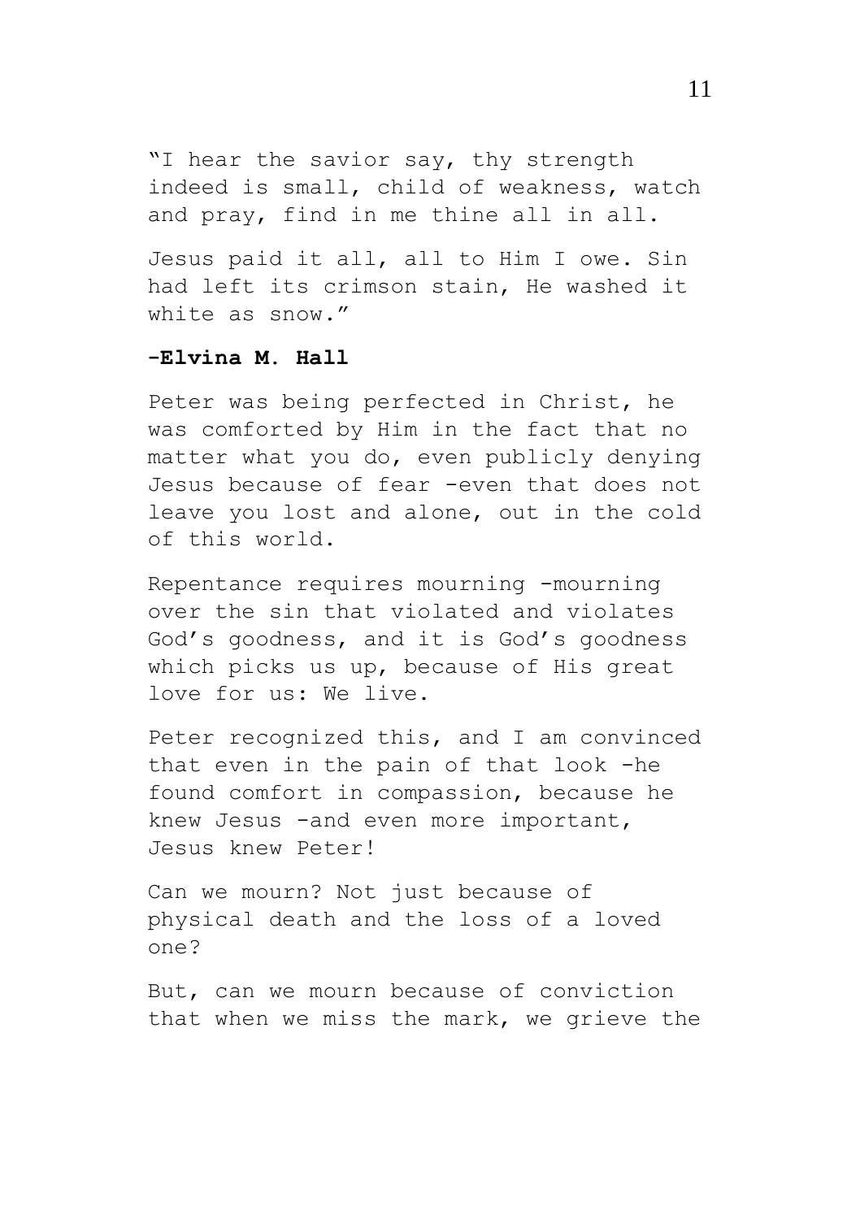"I hear the savior say, thy strength indeed is small, child of weakness, watch and pray, find in me thine all in all.

Jesus paid it all, all to Him I owe. Sin had left its crimson stain, He washed it white as snow."

**-Elvina M. Hall**

Peter was being perfected in Christ, he was comforted by Him in the fact that no matter what you do, even publicly denying Jesus because of fear -even that does not leave you lost and alone, out in the cold of this world.

Repentance requires mourning -mourning over the sin that violated and violates God's goodness, and it is God's goodness which picks us up, because of His great love for us: We live.

Peter recognized this, and I am convinced that even in the pain of that look -he found comfort in compassion, because he knew Jesus -and even more important, Jesus knew Peter!

Can we mourn? Not just because of physical death and the loss of a loved one?

But, can we mourn because of conviction that when we miss the mark, we grieve the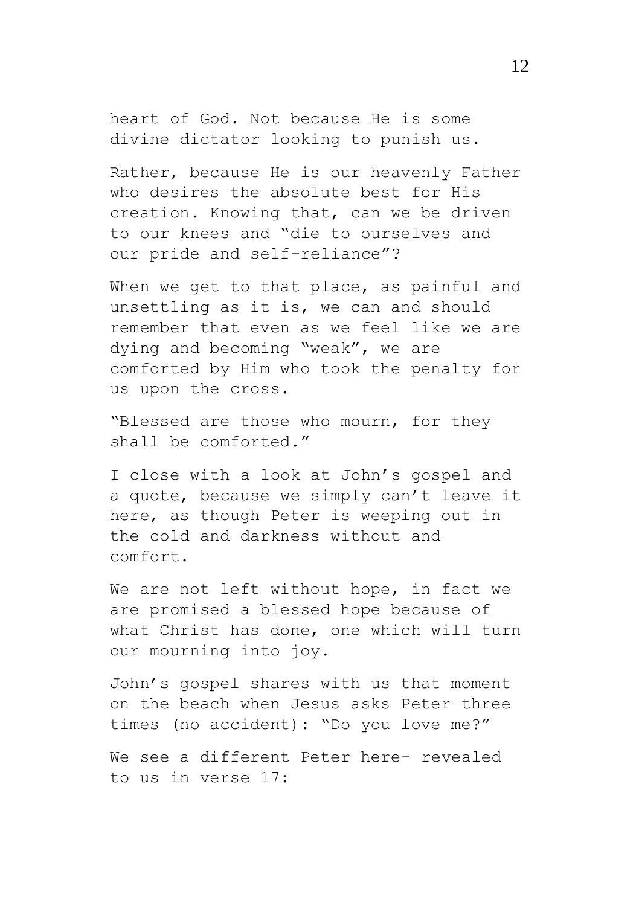heart of God. Not because He is some divine dictator looking to punish us.

Rather, because He is our heavenly Father who desires the absolute best for His creation. Knowing that, can we be driven to our knees and "die to ourselves and our pride and self-reliance"?

When we get to that place, as painful and unsettling as it is, we can and should remember that even as we feel like we are dying and becoming "weak", we are comforted by Him who took the penalty for us upon the cross.

"Blessed are those who mourn, for they shall be comforted."

I close with a look at John's gospel and a quote, because we simply can't leave it here, as though Peter is weeping out in the cold and darkness without and comfort.

We are not left without hope, in fact we are promised a blessed hope because of what Christ has done, one which will turn our mourning into joy.

John's gospel shares with us that moment on the beach when Jesus asks Peter three times (no accident): "Do you love me?"

We see a different Peter here- revealed to us in verse 17: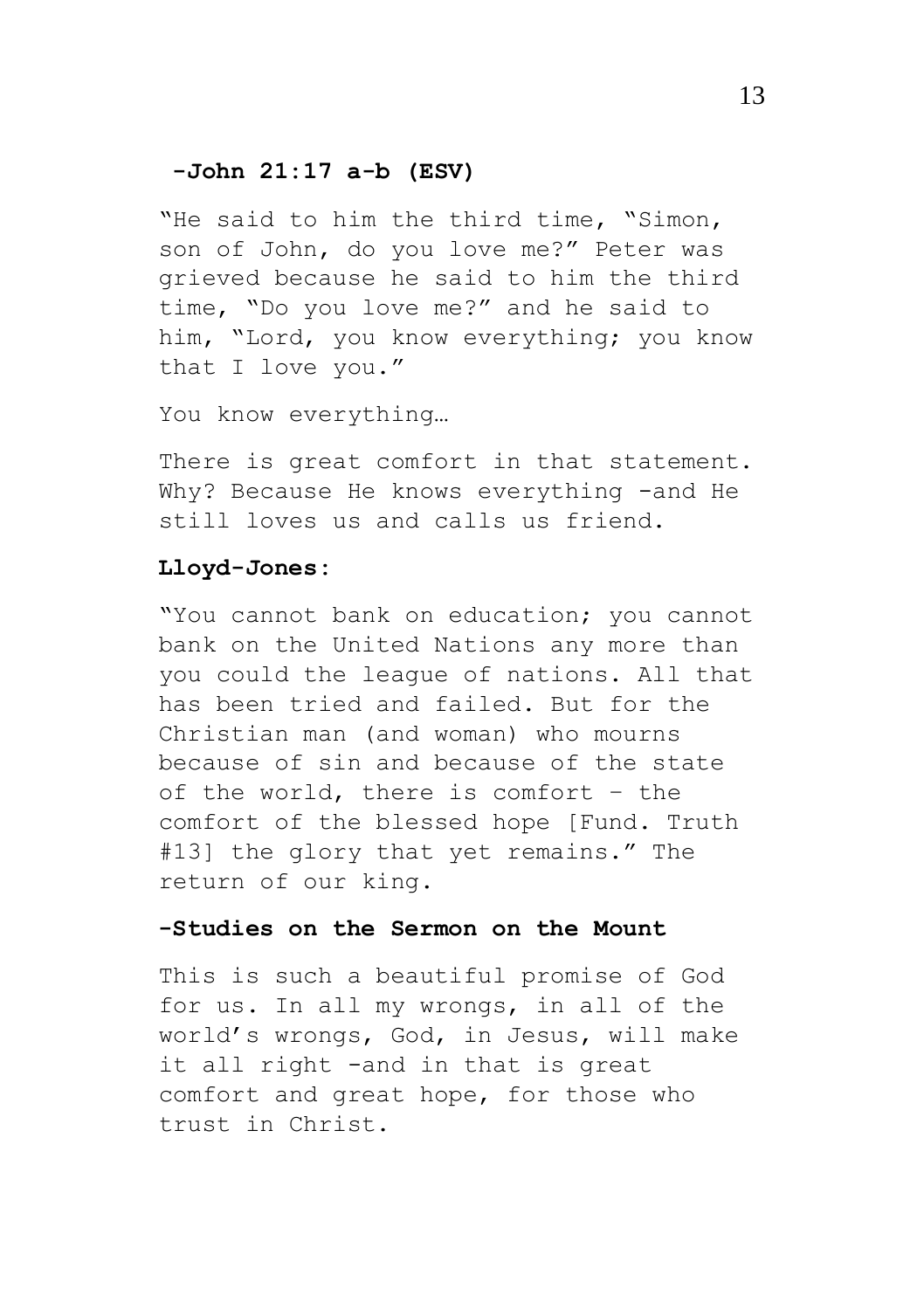**-John 21:17 a-b (ESV)**

"He said to him the third time, "Simon, son of John, do you love me?" Peter was grieved because he said to him the third time, "Do you love me?" and he said to him, "Lord, you know everything; you know that I love you."

You know everything…

There is great comfort in that statement. Why? Because He knows everything -and He still loves us and calls us friend.

**Lloyd-Jones:**

"You cannot bank on education; you cannot bank on the United Nations any more than you could the league of nations. All that has been tried and failed. But for the Christian man (and woman) who mourns because of sin and because of the state of the world, there is comfort – the comfort of the blessed hope [Fund. Truth #13] the glory that yet remains." The return of our king.

**-Studies on the Sermon on the Mount**

This is such a beautiful promise of God for us. In all my wrongs, in all of the world's wrongs, God, in Jesus, will make it all right -and in that is great comfort and great hope, for those who trust in Christ.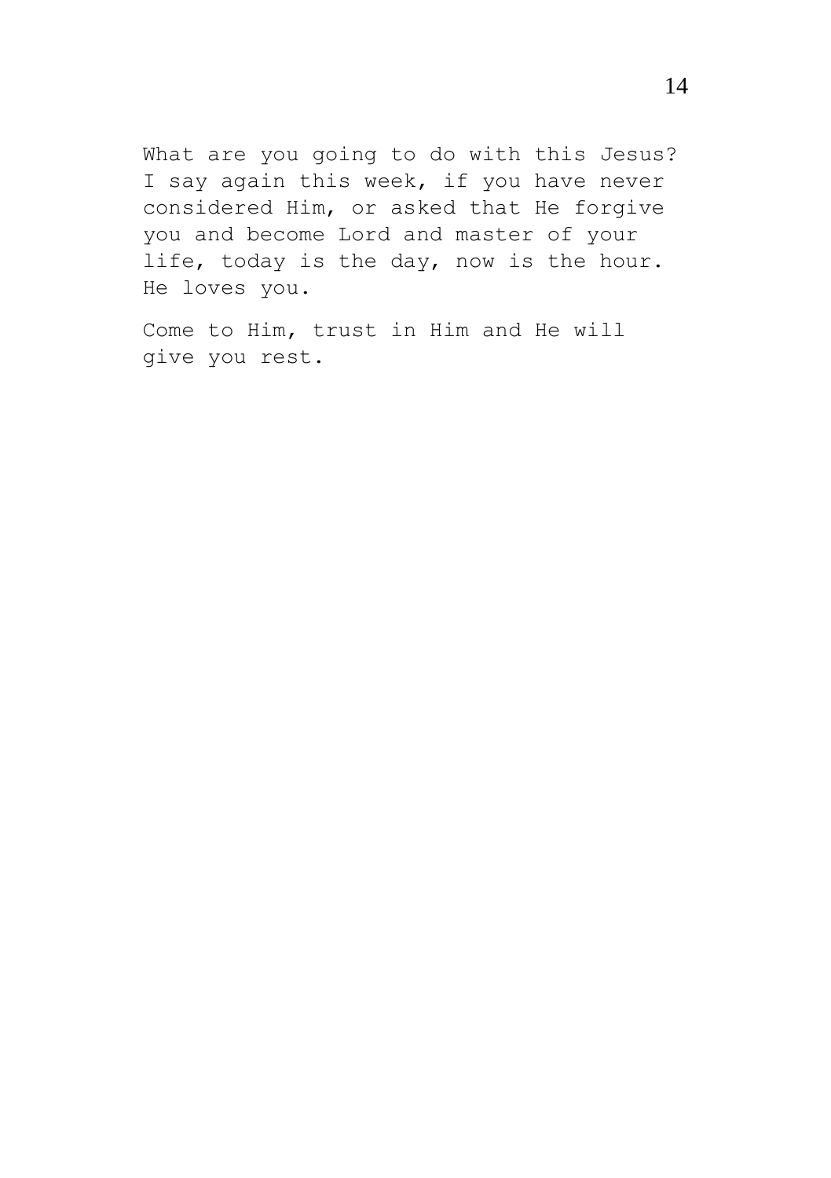What are you going to do with this Jesus? I say again this week, if you have never considered Him, or asked that He forgive you and become Lord and master of your life, today is the day, now is the hour. He loves you.

Come to Him, trust in Him and He will give you rest.